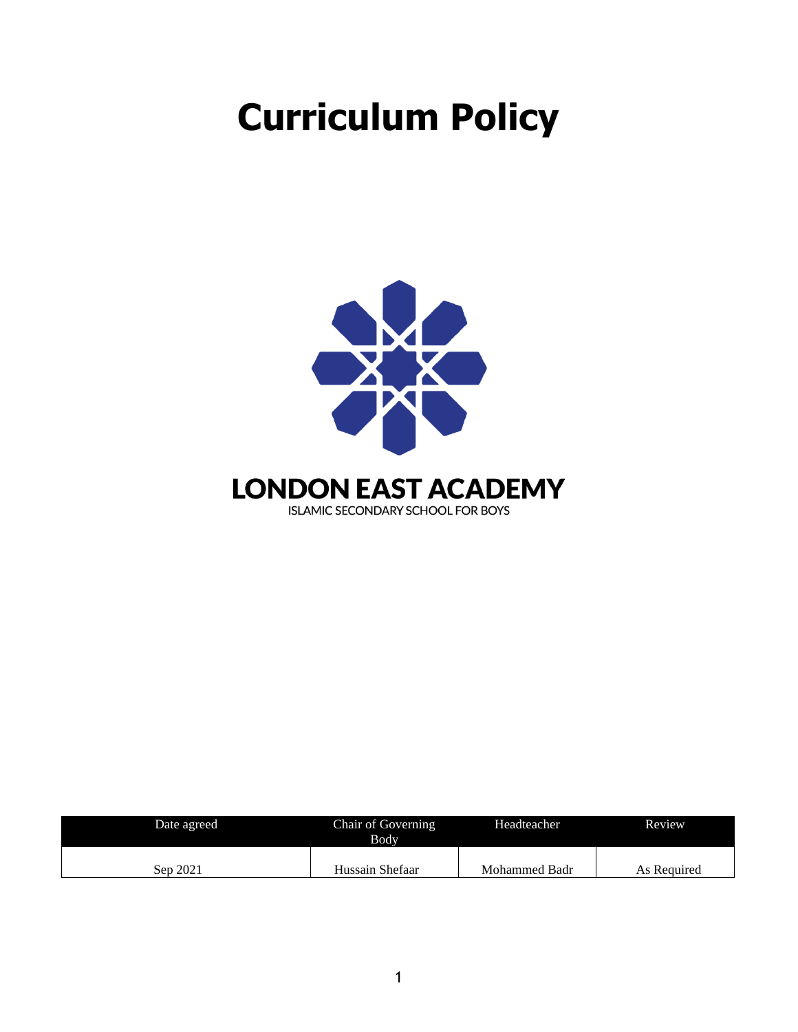# Curriculum Policy

LONDON EAST ACADEMY

ISLAMIC SECONDARY SCHOOL FOR BOYS

| Date agreed | Chair of Governing Body | Headteacher | Review |
|---|---|---|---|
| Sep 2021 | Hussain Shefaar | Mohammed Badr | As Required |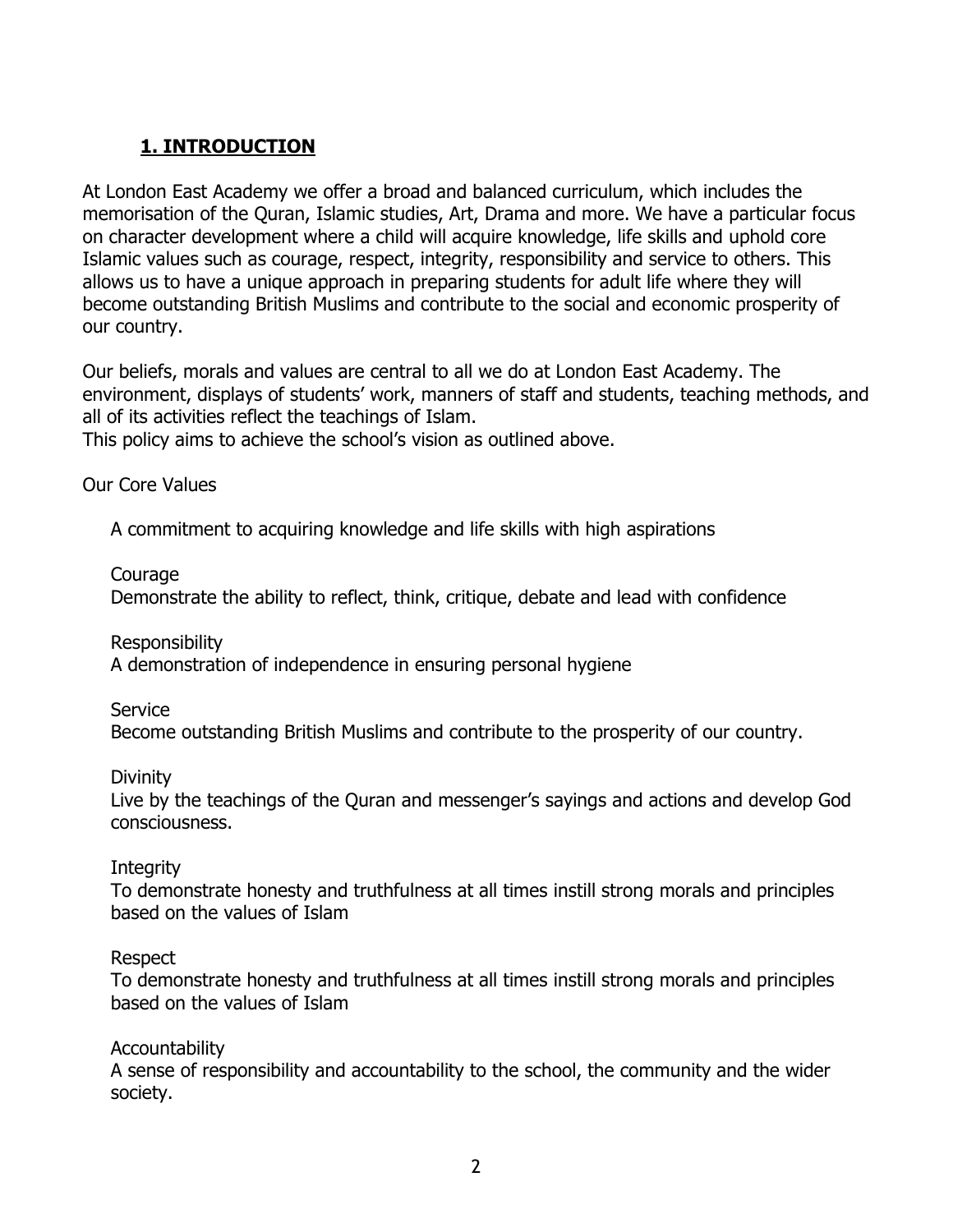## **1. INTRODUCTION**

At London East Academy we offer a broad and balanced curriculum, which includes the memorisation of the Quran, Islamic studies, Art, Drama and more. We have a particular focus on character development where a child will acquire knowledge, life skills and uphold core Islamic values such as courage, respect, integrity, responsibility and service to others. This allows us to have a unique approach in preparing students for adult life where they will become outstanding British Muslims and contribute to the social and economic prosperity of our country.

Our beliefs, morals and values are central to all we do at London East Academy. The environment, displays of students' work, manners of staff and students, teaching methods, and all of its activities reflect the teachings of Islam.
This policy aims to achieve the school's vision as outlined above.

Our Core Values

A commitment to acquiring knowledge and life skills with high aspirations

Courage
Demonstrate the ability to reflect, think, critique, debate and lead with confidence

Responsibility
A demonstration of independence in ensuring personal hygiene

Service
Become outstanding British Muslims and contribute to the prosperity of our country.

Divinity
Live by the teachings of the Quran and messenger's sayings and actions and develop God consciousness.

Integrity
To demonstrate honesty and truthfulness at all times instill strong morals and principles based on the values of Islam

Respect
To demonstrate honesty and truthfulness at all times instill strong morals and principles based on the values of Islam

Accountability
A sense of responsibility and accountability to the school, the community and the wider society.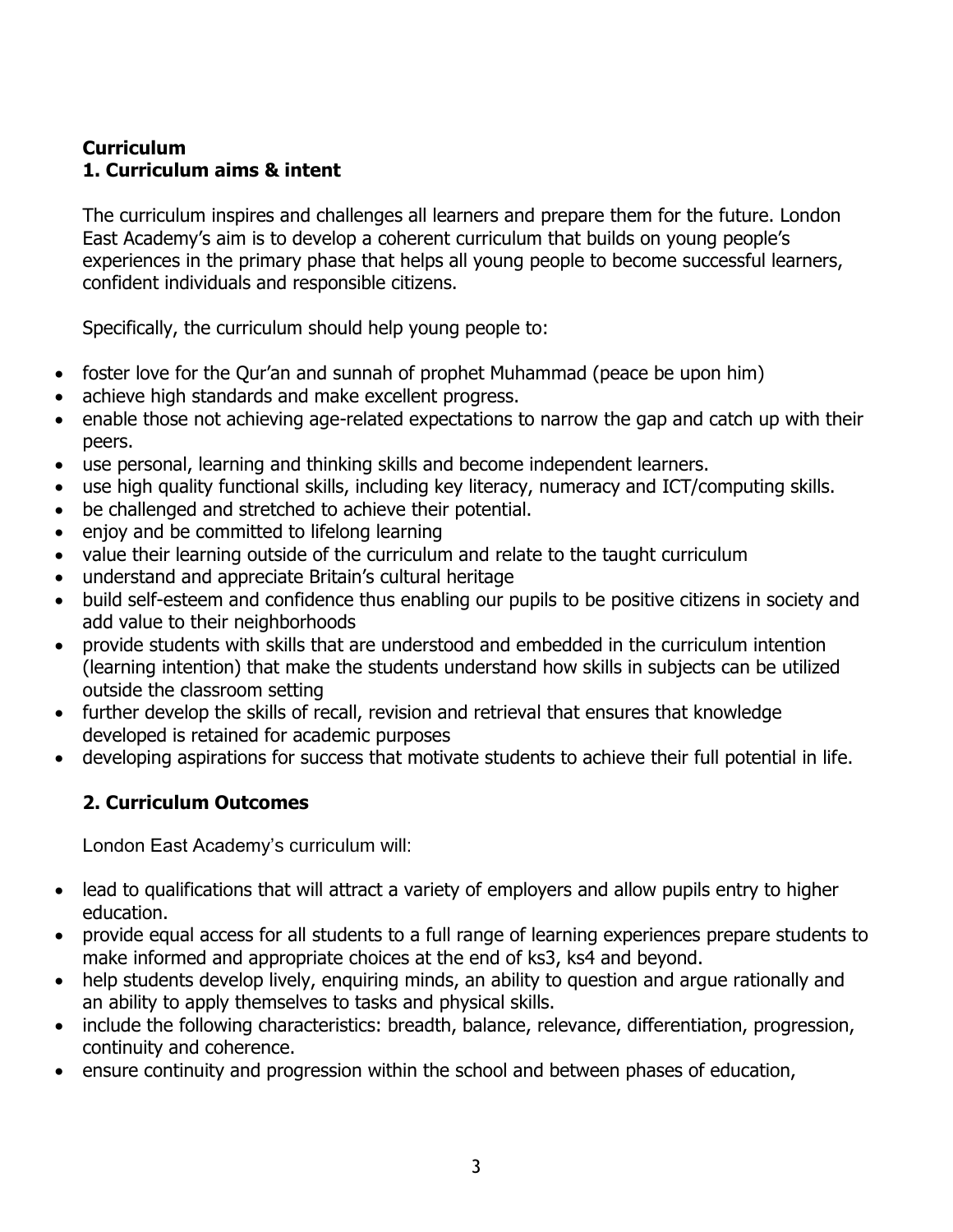**Curriculum**

## 1. Curriculum aims & intent

The curriculum inspires and challenges all learners and prepare them for the future. London East Academy's aim is to develop a coherent curriculum that builds on young people's experiences in the primary phase that helps all young people to become successful learners, confident individuals and responsible citizens.

Specifically, the curriculum should help young people to:

- foster love for the Qur'an and sunnah of prophet Muhammad (peace be upon him)
- achieve high standards and make excellent progress.
- enable those not achieving age-related expectations to narrow the gap and catch up with their peers.
- use personal, learning and thinking skills and become independent learners.
- use high quality functional skills, including key literacy, numeracy and ICT/computing skills.
- be challenged and stretched to achieve their potential.
- enjoy and be committed to lifelong learning
- value their learning outside of the curriculum and relate to the taught curriculum
- understand and appreciate Britain's cultural heritage
- build self-esteem and confidence thus enabling our pupils to be positive citizens in society and add value to their neighborhoods
- provide students with skills that are understood and embedded in the curriculum intention (learning intention) that make the students understand how skills in subjects can be utilized outside the classroom setting
- further develop the skills of recall, revision and retrieval that ensures that knowledge developed is retained for academic purposes
- developing aspirations for success that motivate students to achieve their full potential in life.

## 2. Curriculum Outcomes

London East Academy's curriculum will:

- lead to qualifications that will attract a variety of employers and allow pupils entry to higher education.
- provide equal access for all students to a full range of learning experiences prepare students to make informed and appropriate choices at the end of ks3, ks4 and beyond.
- help students develop lively, enquiring minds, an ability to question and argue rationally and an ability to apply themselves to tasks and physical skills.
- include the following characteristics: breadth, balance, relevance, differentiation, progression, continuity and coherence.
- ensure continuity and progression within the school and between phases of education,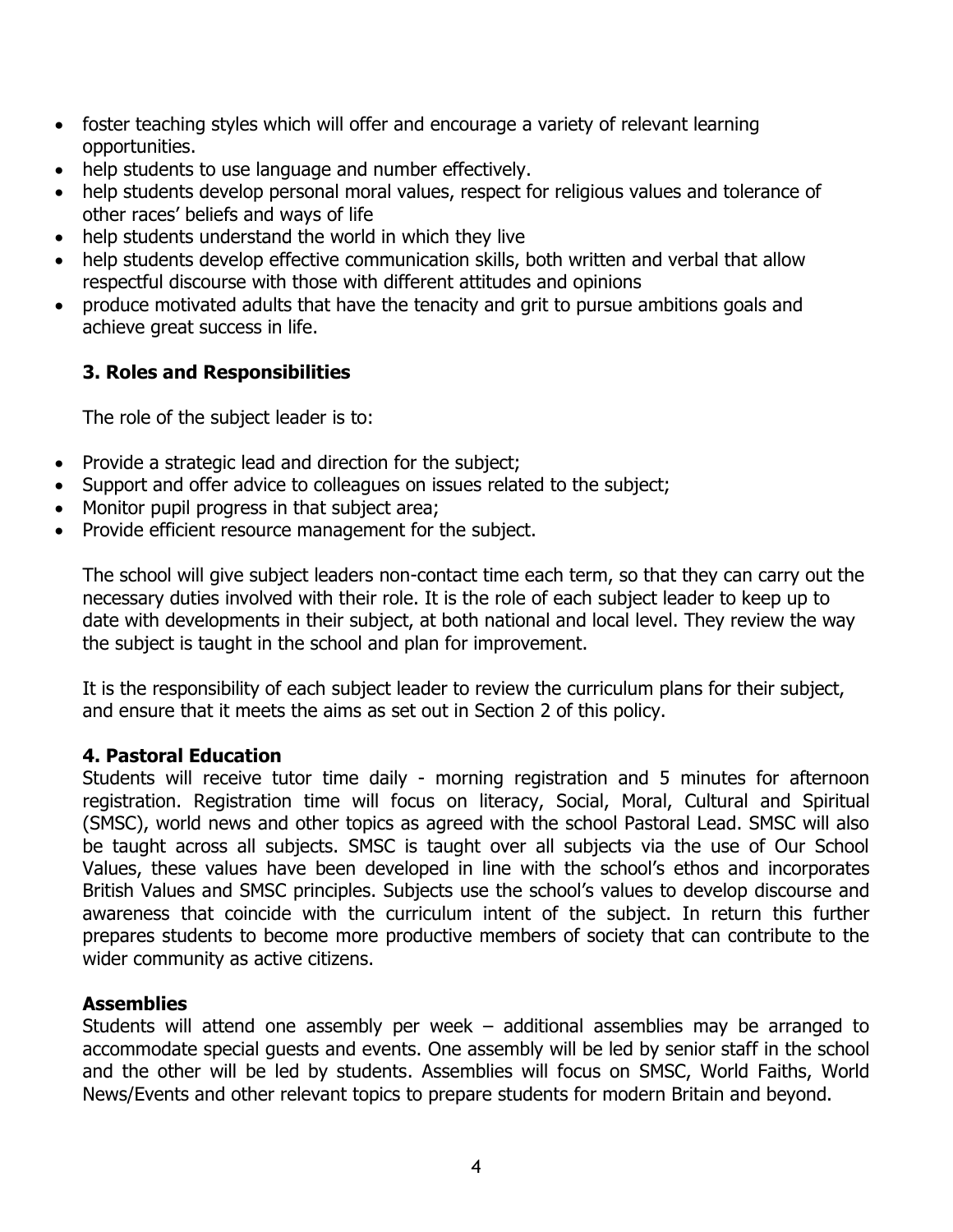- foster teaching styles which will offer and encourage a variety of relevant learning opportunities.
- help students to use language and number effectively.
- help students develop personal moral values, respect for religious values and tolerance of other races' beliefs and ways of life
- help students understand the world in which they live
- help students develop effective communication skills, both written and verbal that allow respectful discourse with those with different attitudes and opinions
- produce motivated adults that have the tenacity and grit to pursue ambitions goals and achieve great success in life.

## 3. Roles and Responsibilities

The role of the subject leader is to:

- Provide a strategic lead and direction for the subject;
- Support and offer advice to colleagues on issues related to the subject;
- Monitor pupil progress in that subject area;
- Provide efficient resource management for the subject.

The school will give subject leaders non-contact time each term, so that they can carry out the necessary duties involved with their role. It is the role of each subject leader to keep up to date with developments in their subject, at both national and local level. They review the way the subject is taught in the school and plan for improvement.

It is the responsibility of each subject leader to review the curriculum plans for their subject, and ensure that it meets the aims as set out in Section 2 of this policy.

## 4. Pastoral Education

Students will receive tutor time daily - morning registration and 5 minutes for afternoon registration. Registration time will focus on literacy, Social, Moral, Cultural and Spiritual (SMSC), world news and other topics as agreed with the school Pastoral Lead. SMSC will also be taught across all subjects. SMSC is taught over all subjects via the use of Our School Values, these values have been developed in line with the school's ethos and incorporates British Values and SMSC principles. Subjects use the school's values to develop discourse and awareness that coincide with the curriculum intent of the subject. In return this further prepares students to become more productive members of society that can contribute to the wider community as active citizens.

### Assemblies

Students will attend one assembly per week – additional assemblies may be arranged to accommodate special guests and events. One assembly will be led by senior staff in the school and the other will be led by students. Assemblies will focus on SMSC, World Faiths, World News/Events and other relevant topics to prepare students for modern Britain and beyond.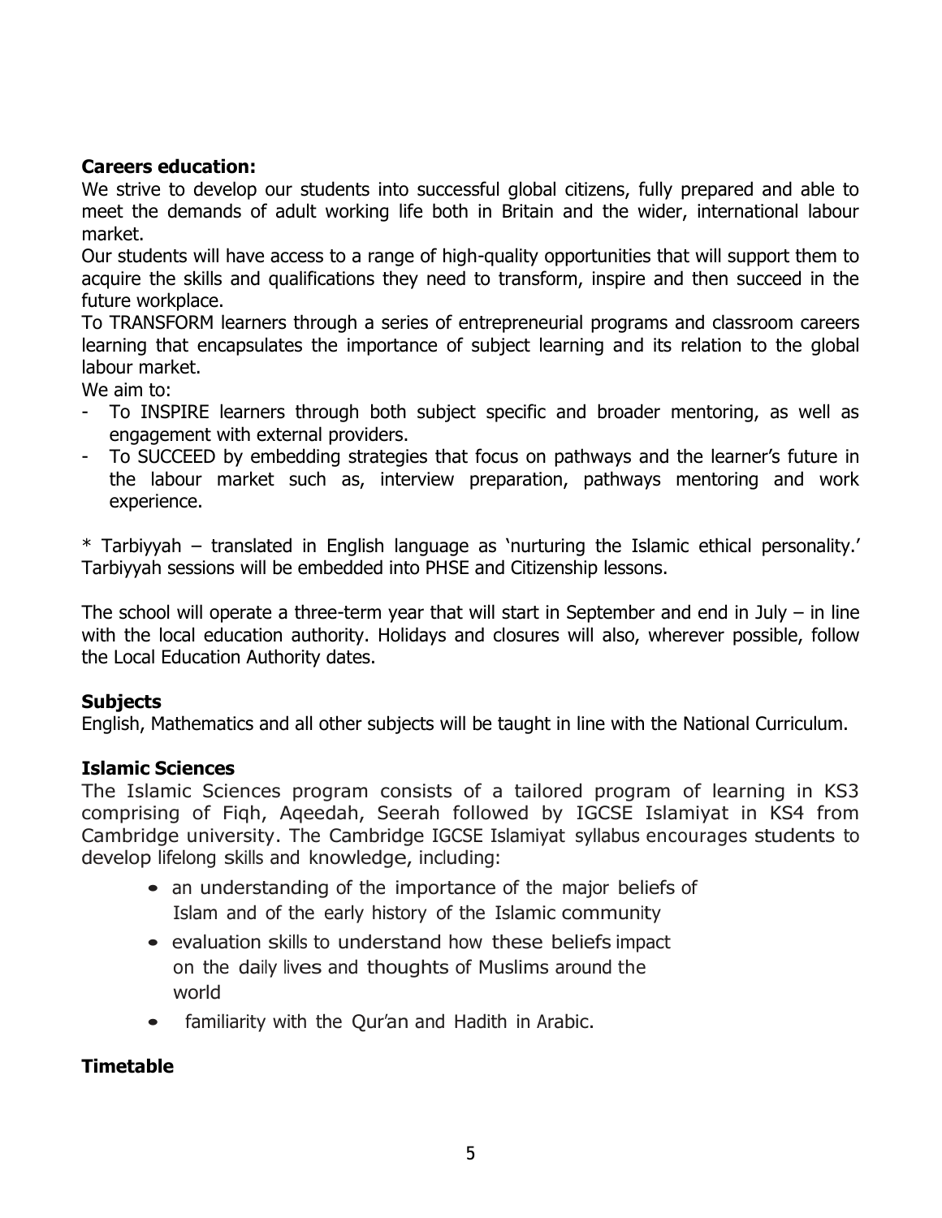**Careers education:**

We strive to develop our students into successful global citizens, fully prepared and able to meet the demands of adult working life both in Britain and the wider, international labour market.

Our students will have access to a range of high-quality opportunities that will support them to acquire the skills and qualifications they need to transform, inspire and then succeed in the future workplace.

To TRANSFORM learners through a series of entrepreneurial programs and classroom careers learning that encapsulates the importance of subject learning and its relation to the global labour market.

We aim to:

- To INSPIRE learners through both subject specific and broader mentoring, as well as engagement with external providers.
- To SUCCEED by embedding strategies that focus on pathways and the learner's future in the labour market such as, interview preparation, pathways mentoring and work experience.

* Tarbiyyah – translated in English language as 'nurturing the Islamic ethical personality.' Tarbiyyah sessions will be embedded into PHSE and Citizenship lessons.

The school will operate a three-term year that will start in September and end in July – in line with the local education authority. Holidays and closures will also, wherever possible, follow the Local Education Authority dates.

**Subjects**

English, Mathematics and all other subjects will be taught in line with the National Curriculum.

**Islamic Sciences**

The Islamic Sciences program consists of a tailored program of learning in KS3 comprising of Fiqh, Aqeedah, Seerah followed by IGCSE Islamiyat in KS4 from Cambridge university. The Cambridge IGCSE Islamiyat syllabus encourages students to develop lifelong skills and knowledge, including:

- an understanding of the importance of the major beliefs of Islam and of the early history of the Islamic community
- evaluation skills to understand how these beliefs impact on the daily lives and thoughts of Muslims around the world
- familiarity with the Qur'an and Hadith in Arabic.

**Timetable**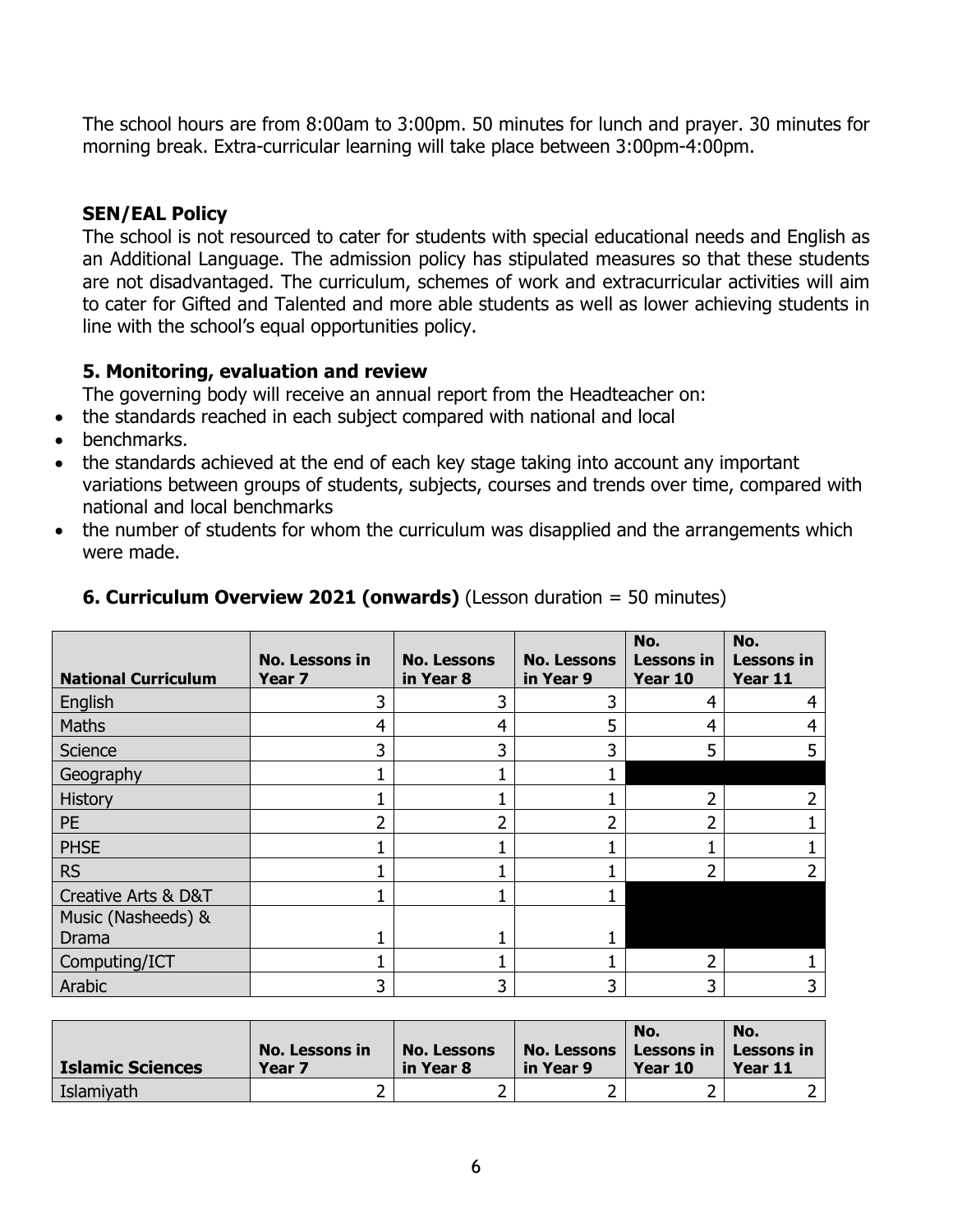The school hours are from 8:00am to 3:00pm. 50 minutes for lunch and prayer. 30 minutes for morning break. Extra-curricular learning will take place between 3:00pm-4:00pm.

**SEN/EAL Policy**

The school is not resourced to cater for students with special educational needs and English as an Additional Language. The admission policy has stipulated measures so that these students are not disadvantaged. The curriculum, schemes of work and extracurricular activities will aim to cater for Gifted and Talented and more able students as well as lower achieving students in line with the school's equal opportunities policy.

### 5. Monitoring, evaluation and review

The governing body will receive an annual report from the Headteacher on:

- the standards reached in each subject compared with national and local
- benchmarks.
- the standards achieved at the end of each key stage taking into account any important variations between groups of students, subjects, courses and trends over time, compared with national and local benchmarks
- the number of students for whom the curriculum was disapplied and the arrangements which were made.

### 6. Curriculum Overview 2021 (onwards) (Lesson duration = 50 minutes)

| National Curriculum | No. Lessons in Year 7 | No. Lessons in Year 8 | No. Lessons in Year 9 | No. Lessons in Year 10 | No. Lessons in Year 11 |
|---|---|---|---|---|---|
| English | 3 | 3 | 3 | 4 | 4 |
| Maths | 4 | 4 | 5 | 4 | 4 |
| Science | 3 | 3 | 3 | 5 | 5 |
| Geography | 1 | 1 | 1 | | |
| History | 1 | 1 | 1 | 2 | 2 |
| PE | 2 | 2 | 2 | 2 | 1 |
| PHSE | 1 | 1 | 1 | 1 | 1 |
| RS | 1 | 1 | 1 | 2 | 2 |
| Creative Arts & D&T | 1 | 1 | 1 | | |
| Music (Nasheeds) & Drama | 1 | 1 | 1 | | |
| Computing/ICT | 1 | 1 | 1 | 2 | 1 |
| Arabic | 3 | 3 | 3 | 3 | 3 |

| Islamic Sciences | No. Lessons in Year 7 | No. Lessons in Year 8 | No. Lessons in Year 9 | No. Lessons in Year 10 | No. Lessons in Year 11 |
|---|---|---|---|---|---|
| Islamiyath | 2 | 2 | 2 | 2 | 2 |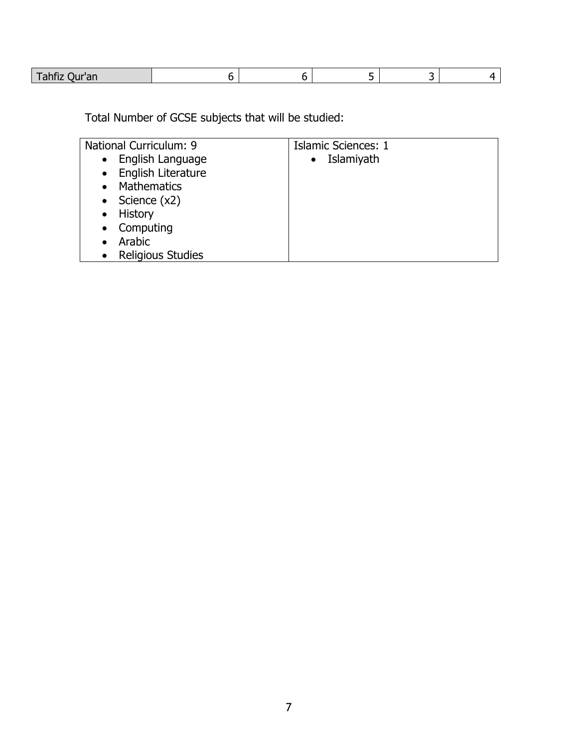| | | | | | |
|---|---|---|---|---|---|
| Tahfiz Qur'an | 6 | 6 | 5 | 3 | 4 |

Total Number of GCSE subjects that will be studied:

| National Curriculum: 9 | Islamic Sciences: 1 |
|---|---|
| • English Language<br>• English Literature<br>• Mathematics<br>• Science (x2)<br>• History<br>• Computing<br>• Arabic<br>• Religious Studies | • Islamiyath |